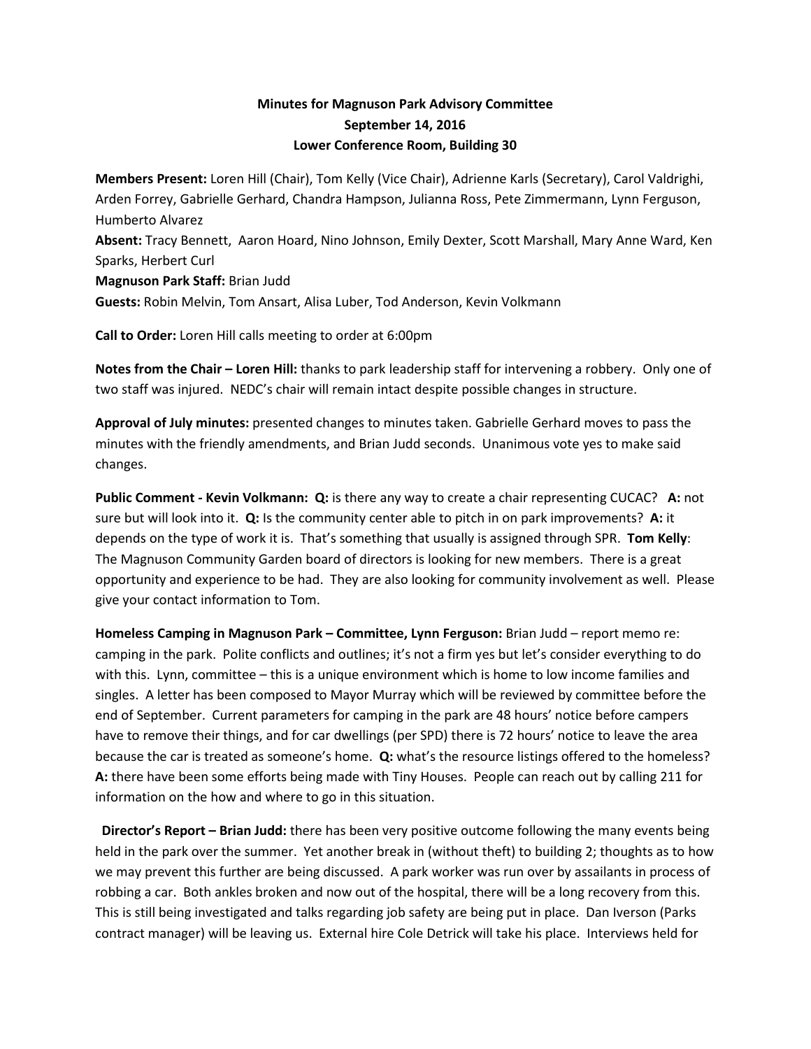**Minutes for Magnuson Park Advisory Committee**
**September 14, 2016**
**Lower Conference Room, Building 30**

**Members Present:** Loren Hill (Chair), Tom Kelly (Vice Chair), Adrienne Karls (Secretary), Carol Valdrighi, Arden Forrey, Gabrielle Gerhard, Chandra Hampson, Julianna Ross, Pete Zimmermann, Lynn Ferguson, Humberto Alvarez
**Absent:** Tracy Bennett, Aaron Hoard, Nino Johnson, Emily Dexter, Scott Marshall, Mary Anne Ward, Ken Sparks, Herbert Curl
**Magnuson Park Staff:** Brian Judd
**Guests:** Robin Melvin, Tom Ansart, Alisa Luber, Tod Anderson, Kevin Volkmann

**Call to Order:** Loren Hill calls meeting to order at 6:00pm

**Notes from the Chair – Loren Hill:** thanks to park leadership staff for intervening a robbery. Only one of two staff was injured. NEDC's chair will remain intact despite possible changes in structure.

**Approval of July minutes:** presented changes to minutes taken. Gabrielle Gerhard moves to pass the minutes with the friendly amendments, and Brian Judd seconds. Unanimous vote yes to make said changes.

**Public Comment - Kevin Volkmann: Q:** is there any way to create a chair representing CUCAC? **A:** not sure but will look into it. **Q:** Is the community center able to pitch in on park improvements? **A:** it depends on the type of work it is. That's something that usually is assigned through SPR. **Tom Kelly**: The Magnuson Community Garden board of directors is looking for new members. There is a great opportunity and experience to be had. They are also looking for community involvement as well. Please give your contact information to Tom.

**Homeless Camping in Magnuson Park – Committee, Lynn Ferguson:** Brian Judd – report memo re: camping in the park. Polite conflicts and outlines; it's not a firm yes but let's consider everything to do with this. Lynn, committee – this is a unique environment which is home to low income families and singles. A letter has been composed to Mayor Murray which will be reviewed by committee before the end of September. Current parameters for camping in the park are 48 hours' notice before campers have to remove their things, and for car dwellings (per SPD) there is 72 hours' notice to leave the area because the car is treated as someone's home. **Q:** what's the resource listings offered to the homeless? **A:** there have been some efforts being made with Tiny Houses. People can reach out by calling 211 for information on the how and where to go in this situation.

**Director's Report – Brian Judd:** there has been very positive outcome following the many events being held in the park over the summer. Yet another break in (without theft) to building 2; thoughts as to how we may prevent this further are being discussed. A park worker was run over by assailants in process of robbing a car. Both ankles broken and now out of the hospital, there will be a long recovery from this. This is still being investigated and talks regarding job safety are being put in place. Dan Iverson (Parks contract manager) will be leaving us. External hire Cole Detrick will take his place. Interviews held for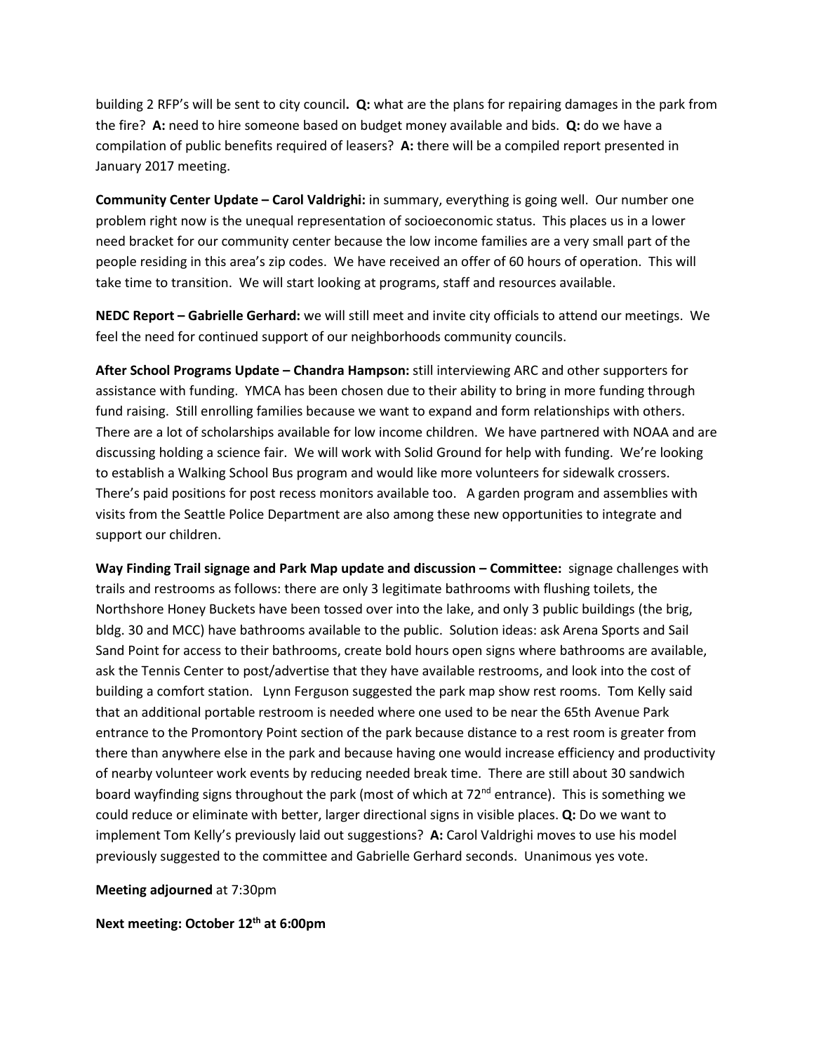building 2 RFP's will be sent to city council**. Q:** what are the plans for repairing damages in the park from the fire? **A:** need to hire someone based on budget money available and bids. **Q:** do we have a compilation of public benefits required of leasers? **A:** there will be a compiled report presented in January 2017 meeting.

**Community Center Update – Carol Valdrighi:** in summary, everything is going well. Our number one problem right now is the unequal representation of socioeconomic status. This places us in a lower need bracket for our community center because the low income families are a very small part of the people residing in this area's zip codes. We have received an offer of 60 hours of operation. This will take time to transition. We will start looking at programs, staff and resources available.

**NEDC Report – Gabrielle Gerhard:** we will still meet and invite city officials to attend our meetings. We feel the need for continued support of our neighborhoods community councils.

**After School Programs Update – Chandra Hampson:** still interviewing ARC and other supporters for assistance with funding. YMCA has been chosen due to their ability to bring in more funding through fund raising. Still enrolling families because we want to expand and form relationships with others. There are a lot of scholarships available for low income children. We have partnered with NOAA and are discussing holding a science fair. We will work with Solid Ground for help with funding. We're looking to establish a Walking School Bus program and would like more volunteers for sidewalk crossers. There's paid positions for post recess monitors available too. A garden program and assemblies with visits from the Seattle Police Department are also among these new opportunities to integrate and support our children.

**Way Finding Trail signage and Park Map update and discussion – Committee:** signage challenges with trails and restrooms as follows: there are only 3 legitimate bathrooms with flushing toilets, the Northshore Honey Buckets have been tossed over into the lake, and only 3 public buildings (the brig, bldg. 30 and MCC) have bathrooms available to the public. Solution ideas: ask Arena Sports and Sail Sand Point for access to their bathrooms, create bold hours open signs where bathrooms are available, ask the Tennis Center to post/advertise that they have available restrooms, and look into the cost of building a comfort station. Lynn Ferguson suggested the park map show rest rooms. Tom Kelly said that an additional portable restroom is needed where one used to be near the 65th Avenue Park entrance to the Promontory Point section of the park because distance to a rest room is greater from there than anywhere else in the park and because having one would increase efficiency and productivity of nearby volunteer work events by reducing needed break time. There are still about 30 sandwich board wayfinding signs throughout the park (most of which at 72nd entrance). This is something we could reduce or eliminate with better, larger directional signs in visible places. **Q:** Do we want to implement Tom Kelly's previously laid out suggestions? **A:** Carol Valdrighi moves to use his model previously suggested to the committee and Gabrielle Gerhard seconds. Unanimous yes vote.

**Meeting adjourned** at 7:30pm

**Next meeting: October 12th at 6:00pm**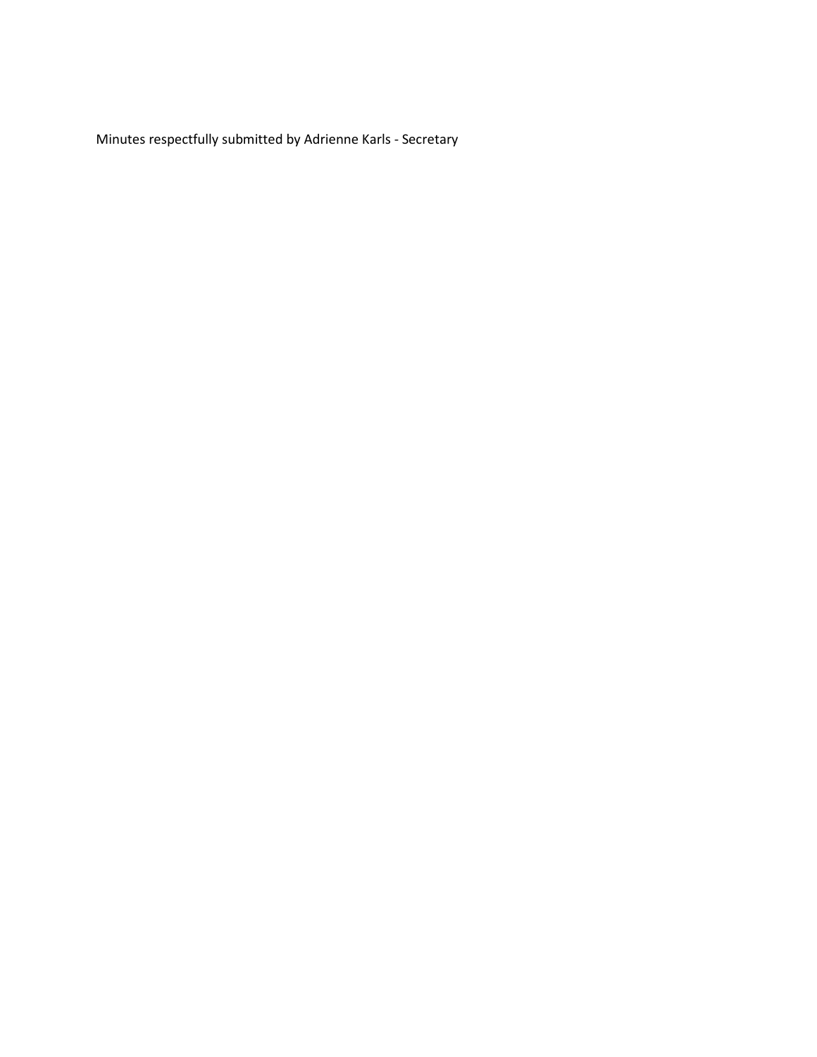Minutes respectfully submitted by Adrienne Karls - Secretary